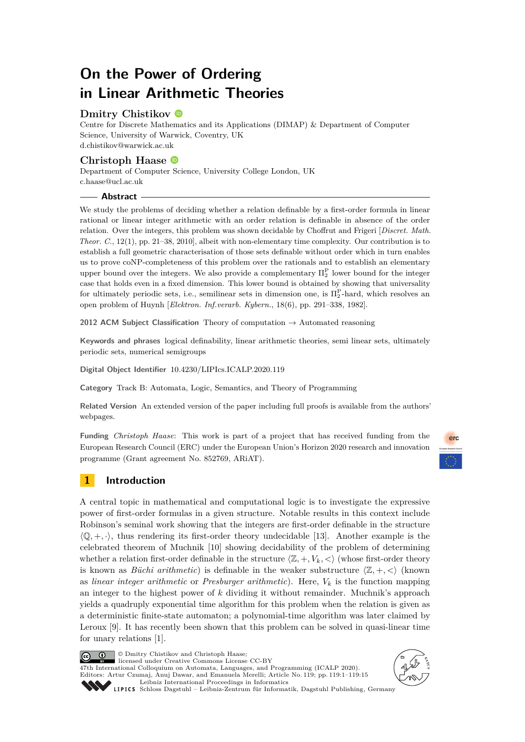# On the Power of Ordering in Linear Arithmetic Theories

## Dmitry Chistikov

Centre for Discrete Mathematics and its Applications (DIMAP) & Department of Computer Science, University of Warwick, Coventry, UK
d.chistikov@warwick.ac.uk

## Christoph Haase

Department of Computer Science, University College London, UK
c.haase@ucl.ac.uk

### Abstract

We study the problems of deciding whether a relation definable by a first-order formula in linear rational or linear integer arithmetic with an order relation is definable in absence of the order relation. Over the integers, this problem was shown decidable by Choffrut and Frigeri [*Discret. Math. Theor. C.*, 12(1), pp. 21–38, 2010], albeit with non-elementary time complexity. Our contribution is to establish a full geometric characterisation of those sets definable without order which in turn enables us to prove coNP-completeness of this problem over the rationals and to establish an elementary upper bound over the integers. We also provide a complementary $\Pi_2^{\mathrm{P}}$ lower bound for the integer case that holds even in a fixed dimension. This lower bound is obtained by showing that universality for ultimately periodic sets, i.e., semilinear sets in dimension one, is $\Pi_2^{\mathrm{P}}$-hard, which resolves an open problem of Huynh [*Elektron. Inf.verarb. Kybern.*, 18(6), pp. 291–338, 1982].

**2012 ACM Subject Classification** Theory of computation → Automated reasoning

**Keywords and phrases** logical definability, linear arithmetic theories, semi linear sets, ultimately periodic sets, numerical semigroups

**Digital Object Identifier** 10.4230/LIPIcs.ICALP.2020.119

**Category** Track B: Automata, Logic, Semantics, and Theory of Programming

**Related Version** An extended version of the paper including full proofs is available from the authors' webpages.

**Funding** *Christoph Haase*: This work is part of a project that has received funding from the European Research Council (ERC) under the European Union's Horizon 2020 research and innovation programme (Grant agreement No. 852769, ARiAT).

## 1 Introduction

A central topic in mathematical and computational logic is to investigate the expressive power of first-order formulas in a given structure. Notable results in this context include Robinson's seminal work showing that the integers are first-order definable in the structure $\langle \mathbb{Q}, +, \cdot \rangle$, thus rendering its first-order theory undecidable [13]. Another example is the celebrated theorem of Muchnik [10] showing decidability of the problem of determining whether a relation first-order definable in the structure $\langle \mathbb{Z}, +, V_k, < \rangle$ (whose first-order theory is known as *Büchi arithmetic*) is definable in the weaker substructure $\langle \mathbb{Z}, +, < \rangle$ (known as *linear integer arithmetic* or *Presburger arithmetic*). Here, $V_k$ is the function mapping an integer to the highest power of $k$ dividing it without remainder. Muchnik's approach yields a quadruply exponential time algorithm for this problem when the relation is given as a deterministic finite-state automaton; a polynomial-time algorithm was later claimed by Leroux [9]. It has recently been shown that this problem can be solved in quasi-linear time for unary relations [1].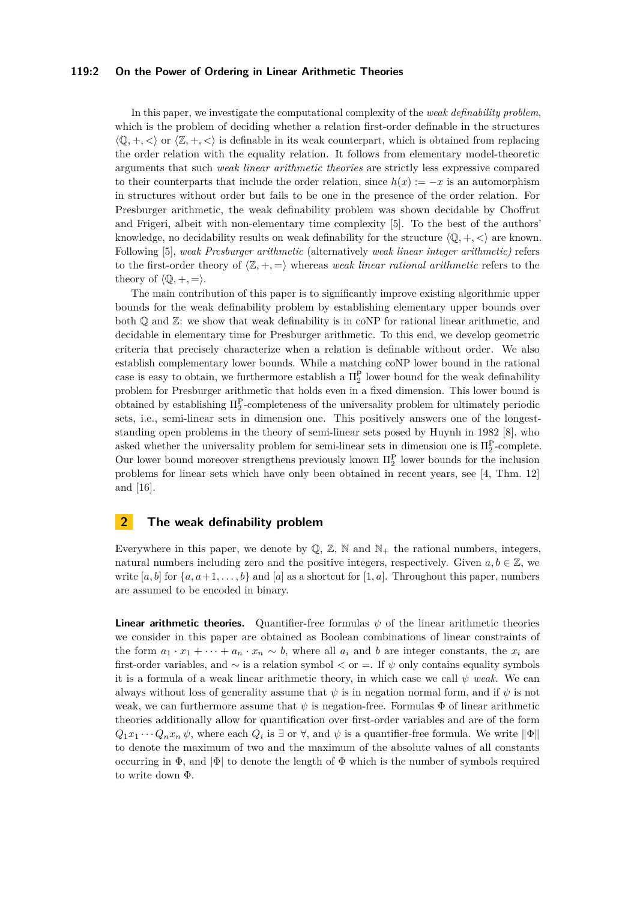In this paper, we investigate the computational complexity of the *weak definability problem*, which is the problem of deciding whether a relation first-order definable in the structures $\langle \mathbb{Q}, +, < \rangle$ or $\langle \mathbb{Z}, +, < \rangle$ is definable in its weak counterpart, which is obtained from replacing the order relation with the equality relation. It follows from elementary model-theoretic arguments that such *weak linear arithmetic theories* are strictly less expressive compared to their counterparts that include the order relation, since $h(x) := -x$ is an automorphism in structures without order but fails to be one in the presence of the order relation. For Presburger arithmetic, the weak definability problem was shown decidable by Choffrut and Frigeri, albeit with non-elementary time complexity [5]. To the best of the authors' knowledge, no decidability results on weak definability for the structure $\langle \mathbb{Q}, +, < \rangle$ are known. Following [5], *weak Presburger arithmetic* (alternatively *weak linear integer arithmetic)* refers to the first-order theory of $\langle \mathbb{Z}, +, = \rangle$ whereas *weak linear rational arithmetic* refers to the theory of $\langle \mathbb{Q}, +, = \rangle$.

The main contribution of this paper is to significantly improve existing algorithmic upper bounds for the weak definability problem by establishing elementary upper bounds over both $\mathbb{Q}$ and $\mathbb{Z}$: we show that weak definability is in coNP for rational linear arithmetic, and decidable in elementary time for Presburger arithmetic. To this end, we develop geometric criteria that precisely characterize when a relation is definable without order. We also establish complementary lower bounds. While a matching coNP lower bound in the rational case is easy to obtain, we furthermore establish a $\Pi_2^{\mathrm{P}}$ lower bound for the weak definability problem for Presburger arithmetic that holds even in a fixed dimension. This lower bound is obtained by establishing $\Pi_2^{\mathrm{P}}$-completeness of the universality problem for ultimately periodic sets, i.e., semi-linear sets in dimension one. This positively answers one of the longest-standing open problems in the theory of semi-linear sets posed by Huynh in 1982 [8], who asked whether the universality problem for semi-linear sets in dimension one is $\Pi_2^{\mathrm{P}}$-complete. Our lower bound moreover strengthens previously known $\Pi_2^{\mathrm{P}}$ lower bounds for the inclusion problems for linear sets which have only been obtained in recent years, see [4, Thm. 12] and [16].

## 2 The weak definability problem

Everywhere in this paper, we denote by $\mathbb{Q}$, $\mathbb{Z}$, $\mathbb{N}$ and $\mathbb{N}_+$ the rational numbers, integers, natural numbers including zero and the positive integers, respectively. Given $a, b \in \mathbb{Z}$, we write $[a, b]$ for $\{a, a+1, \ldots, b\}$ and $[a]$ as a shortcut for $[1, a]$. Throughout this paper, numbers are assumed to be encoded in binary.

**Linear arithmetic theories.** Quantifier-free formulas $\psi$ of the linear arithmetic theories we consider in this paper are obtained as Boolean combinations of linear constraints of the form $a_1 \cdot x_1 + \cdots + a_n \cdot x_n \sim b$, where all $a_i$ and $b$ are integer constants, the $x_i$ are first-order variables, and $\sim$ is a relation symbol $<$ or $=$. If $\psi$ only contains equality symbols it is a formula of a weak linear arithmetic theory, in which case we call $\psi$ *weak*. We can always without loss of generality assume that $\psi$ is in negation normal form, and if $\psi$ is not weak, we can furthermore assume that $\psi$ is negation-free. Formulas $\Phi$ of linear arithmetic theories additionally allow for quantification over first-order variables and are of the form $Q_1 x_1 \cdots Q_n x_n \, \psi$, where each $Q_i$ is $\exists$ or $\forall$, and $\psi$ is a quantifier-free formula. We write $\|\Phi\|$ to denote the maximum of two and the maximum of the absolute values of all constants occurring in $\Phi$, and $|\Phi|$ to denote the length of $\Phi$ which is the number of symbols required to write down $\Phi$.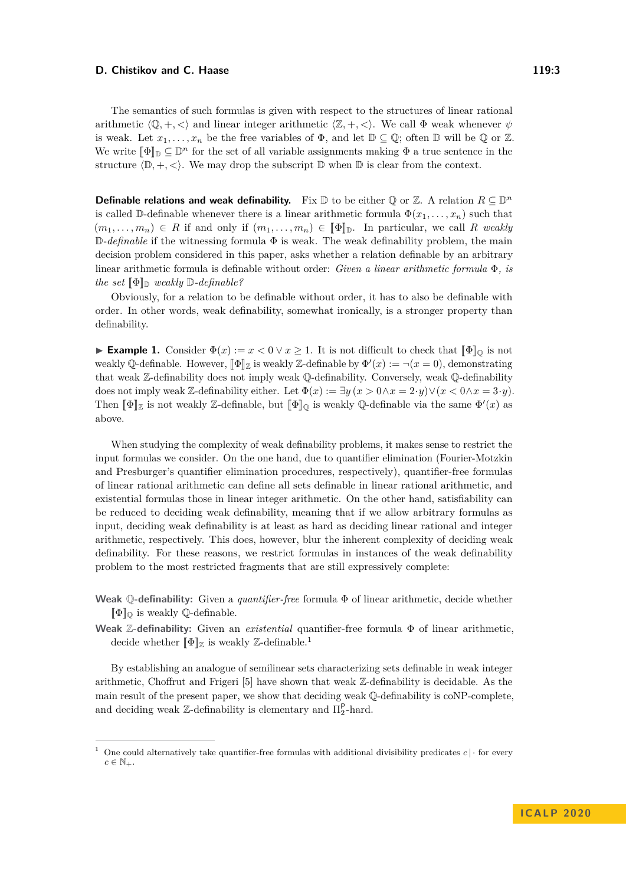The semantics of such formulas is given with respect to the structures of linear rational arithmetic $\langle \mathbb{Q}, +, < \rangle$ and linear integer arithmetic $\langle \mathbb{Z}, +, < \rangle$. We call $\Phi$ weak whenever $\psi$ is weak. Let $x_1, \ldots, x_n$ be the free variables of $\Phi$, and let $\mathbb{D} \subseteq \mathbb{Q}$; often $\mathbb{D}$ will be $\mathbb{Q}$ or $\mathbb{Z}$. We write $[\![\Phi]\!]_{\mathbb{D}} \subseteq \mathbb{D}^n$ for the set of all variable assignments making $\Phi$ a true sentence in the structure $\langle \mathbb{D}, +, < \rangle$. We may drop the subscript $\mathbb{D}$ when $\mathbb{D}$ is clear from the context.

**Definable relations and weak definability.** Fix $\mathbb{D}$ to be either $\mathbb{Q}$ or $\mathbb{Z}$. A relation $R \subseteq \mathbb{D}^n$ is called $\mathbb{D}$-definable whenever there is a linear arithmetic formula $\Phi(x_1, \ldots, x_n)$ such that $(m_1, \ldots, m_n) \in R$ if and only if $(m_1, \ldots, m_n) \in [\![\Phi]\!]_{\mathbb{D}}$. In particular, we call $R$ *weakly $\mathbb{D}$-definable* if the witnessing formula $\Phi$ is weak. The weak definability problem, the main decision problem considered in this paper, asks whether a relation definable by an arbitrary linear arithmetic formula is definable without order: *Given a linear arithmetic formula $\Phi$, is the set $[\![\Phi]\!]_{\mathbb{D}}$ weakly $\mathbb{D}$-definable?*

Obviously, for a relation to be definable without order, it has to also be definable with order. In other words, weak definability, somewhat ironically, is a stronger property than definability.

▶ **Example 1.** Consider $\Phi(x) := x < 0 \vee x \geq 1$. It is not difficult to check that $[\![\Phi]\!]_{\mathbb{Q}}$ is not weakly $\mathbb{Q}$-definable. However, $[\![\Phi]\!]_{\mathbb{Z}}$ is weakly $\mathbb{Z}$-definable by $\Phi'(x) := \neg(x = 0)$, demonstrating that weak $\mathbb{Z}$-definability does not imply weak $\mathbb{Q}$-definability. Conversely, weak $\mathbb{Q}$-definability does not imply weak $\mathbb{Z}$-definability either. Let $\Phi(x) := \exists y\, (x > 0 \wedge x = 2 \cdot y) \vee (x < 0 \wedge x = 3 \cdot y)$. Then $[\![\Phi]\!]_{\mathbb{Z}}$ is not weakly $\mathbb{Z}$-definable, but $[\![\Phi]\!]_{\mathbb{Q}}$ is weakly $\mathbb{Q}$-definable via the same $\Phi'(x)$ as above.

When studying the complexity of weak definability problems, it makes sense to restrict the input formulas we consider. On the one hand, due to quantifier elimination (Fourier-Motzkin and Presburger's quantifier elimination procedures, respectively), quantifier-free formulas of linear rational arithmetic can define all sets definable in linear rational arithmetic, and existential formulas those in linear integer arithmetic. On the other hand, satisfiability can be reduced to deciding weak definability, meaning that if we allow arbitrary formulas as input, deciding weak definability is at least as hard as deciding linear rational and integer arithmetic, respectively. This does, however, blur the inherent complexity of deciding weak definability. For these reasons, we restrict formulas in instances of the weak definability problem to the most restricted fragments that are still expressively complete:

**Weak $\mathbb{Q}$-definability:** Given a *quantifier-free* formula $\Phi$ of linear arithmetic, decide whether $[\![\Phi]\!]_{\mathbb{Q}}$ is weakly $\mathbb{Q}$-definable.

**Weak $\mathbb{Z}$-definability:** Given an *existential* quantifier-free formula $\Phi$ of linear arithmetic, decide whether $[\![\Phi]\!]_{\mathbb{Z}}$ is weakly $\mathbb{Z}$-definable.[1]

By establishing an analogue of semilinear sets characterizing sets definable in weak integer arithmetic, Choffrut and Frigeri [5] have shown that weak $\mathbb{Z}$-definability is decidable. As the main result of the present paper, we show that deciding weak $\mathbb{Q}$-definability is coNP-complete, and deciding weak $\mathbb{Z}$-definability is elementary and $\Pi_2^{\mathsf{P}}$-hard.

---

[1] One could alternatively take quantifier-free formulas with additional divisibility predicates $c \mid \cdot$ for every $c \in \mathbb{N}_+$.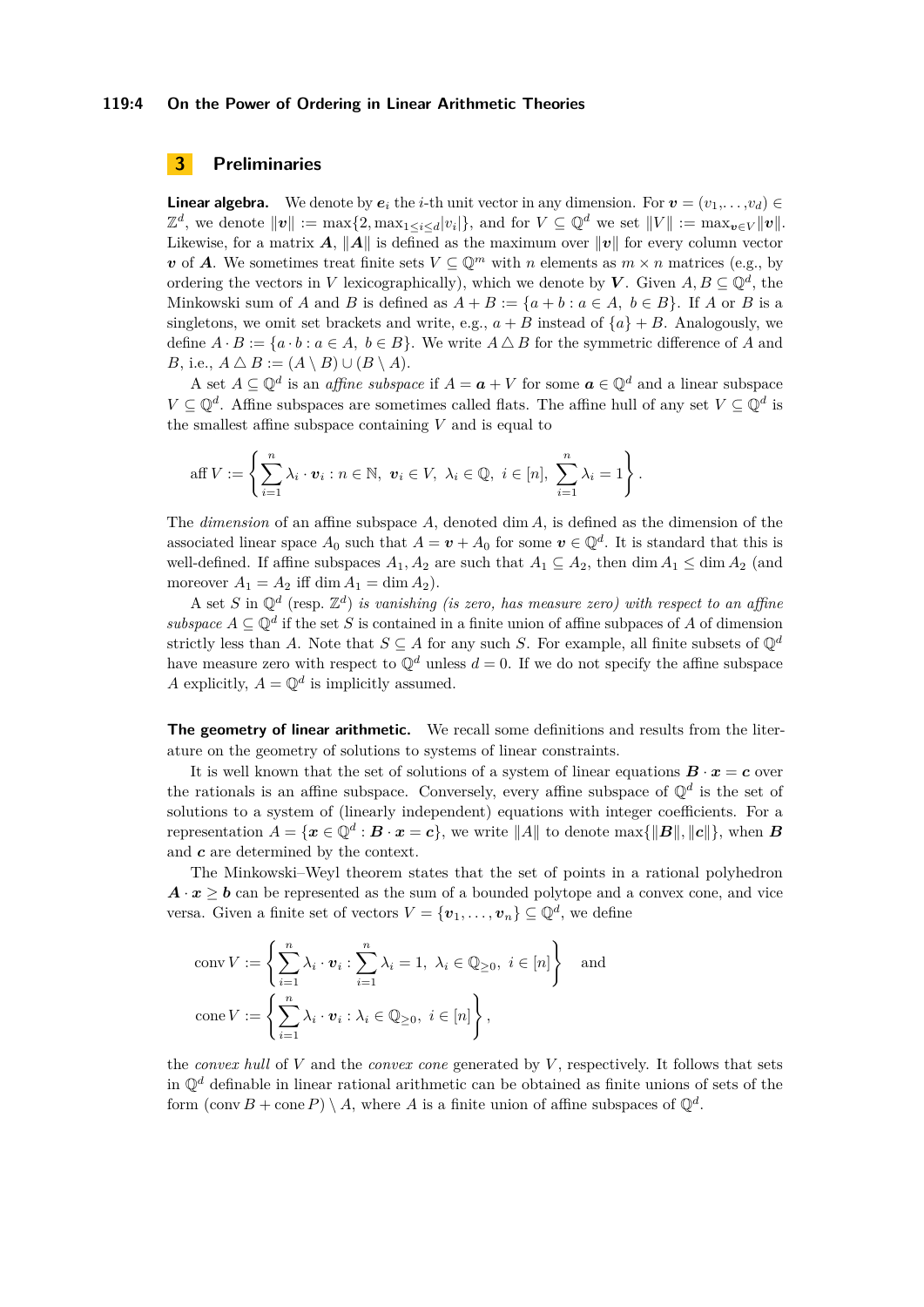# 3 Preliminaries

**Linear algebra.** We denote by $\boldsymbol{e}_i$ the $i$-th unit vector in any dimension. For $\boldsymbol{v} = (v_1,\dots,v_d) \in \mathbb{Z}^d$, we denote $\|\boldsymbol{v}\| := \max\{2, \max_{1\le i\le d}|v_i|\}$, and for $V \subseteq \mathbb{Q}^d$ we set $\|V\| := \max_{\boldsymbol{v}\in V}\|\boldsymbol{v}\|$. Likewise, for a matrix $\boldsymbol{A}$, $\|\boldsymbol{A}\|$ is defined as the maximum over $\|\boldsymbol{v}\|$ for every column vector $\boldsymbol{v}$ of $\boldsymbol{A}$. We sometimes treat finite sets $V \subseteq \mathbb{Q}^m$ with $n$ elements as $m \times n$ matrices (e.g., by ordering the vectors in $V$ lexicographically), which we denote by $\boldsymbol{V}$. Given $A, B \subseteq \mathbb{Q}^d$, the Minkowski sum of $A$ and $B$ is defined as $A + B := \{a + b : a \in A,\ b \in B\}$. If $A$ or $B$ is a singletons, we omit set brackets and write, e.g., $a + B$ instead of $\{a\} + B$. Analogously, we define $A \cdot B := \{a \cdot b : a \in A,\ b \in B\}$. We write $A \triangle B$ for the symmetric difference of $A$ and $B$, i.e., $A \triangle B := (A \setminus B) \cup (B \setminus A)$.

A set $A \subseteq \mathbb{Q}^d$ is an *affine subspace* if $A = \boldsymbol{a} + V$ for some $\boldsymbol{a} \in \mathbb{Q}^d$ and a linear subspace $V \subseteq \mathbb{Q}^d$. Affine subspaces are sometimes called flats. The affine hull of any set $V \subseteq \mathbb{Q}^d$ is the smallest affine subspace containing $V$ and is equal to

$$\operatorname{aff} V := \left\{ \sum_{i=1}^{n} \lambda_i \cdot \boldsymbol{v}_i : n \in \mathbb{N},\ \boldsymbol{v}_i \in V,\ \lambda_i \in \mathbb{Q},\ i \in [n],\ \sum_{i=1}^{n} \lambda_i = 1 \right\}.$$

The *dimension* of an affine subspace $A$, denoted $\dim A$, is defined as the dimension of the associated linear space $A_0$ such that $A = \boldsymbol{v} + A_0$ for some $\boldsymbol{v} \in \mathbb{Q}^d$. It is standard that this is well-defined. If affine subspaces $A_1, A_2$ are such that $A_1 \subseteq A_2$, then $\dim A_1 \le \dim A_2$ (and moreover $A_1 = A_2$ iff $\dim A_1 = \dim A_2$).

A set $S$ in $\mathbb{Q}^d$ (resp. $\mathbb{Z}^d$) *is vanishing (is zero, has measure zero) with respect to an affine subspace* $A \subseteq \mathbb{Q}^d$ if the set $S$ is contained in a finite union of affine subpaces of $A$ of dimension strictly less than $A$. Note that $S \subseteq A$ for any such $S$. For example, all finite subsets of $\mathbb{Q}^d$ have measure zero with respect to $\mathbb{Q}^d$ unless $d = 0$. If we do not specify the affine subspace $A$ explicitly, $A = \mathbb{Q}^d$ is implicitly assumed.

**The geometry of linear arithmetic.** We recall some definitions and results from the literature on the geometry of solutions to systems of linear constraints.

It is well known that the set of solutions of a system of linear equations $\boldsymbol{B} \cdot \boldsymbol{x} = \boldsymbol{c}$ over the rationals is an affine subspace. Conversely, every affine subspace of $\mathbb{Q}^d$ is the set of solutions to a system of (linearly independent) equations with integer coefficients. For a representation $A = \{\boldsymbol{x} \in \mathbb{Q}^d : \boldsymbol{B} \cdot \boldsymbol{x} = \boldsymbol{c}\}$, we write $\|A\|$ to denote $\max\{\|\boldsymbol{B}\|, \|\boldsymbol{c}\|\}$, when $\boldsymbol{B}$ and $\boldsymbol{c}$ are determined by the context.

The Minkowski–Weyl theorem states that the set of points in a rational polyhedron $\boldsymbol{A} \cdot \boldsymbol{x} \ge \boldsymbol{b}$ can be represented as the sum of a bounded polytope and a convex cone, and vice versa. Given a finite set of vectors $V = \{\boldsymbol{v}_1, \dots, \boldsymbol{v}_n\} \subseteq \mathbb{Q}^d$, we define

$$\operatorname{conv} V := \left\{ \sum_{i=1}^{n} \lambda_i \cdot \boldsymbol{v}_i : \sum_{i=1}^{n} \lambda_i = 1,\ \lambda_i \in \mathbb{Q}_{\ge 0},\ i \in [n] \right\} \quad \text{and}$$

$$\operatorname{cone} V := \left\{ \sum_{i=1}^{n} \lambda_i \cdot \boldsymbol{v}_i : \lambda_i \in \mathbb{Q}_{\ge 0},\ i \in [n] \right\},$$

the *convex hull* of $V$ and the *convex cone* generated by $V$, respectively. It follows that sets in $\mathbb{Q}^d$ definable in linear rational arithmetic can be obtained as finite unions of sets of the form $(\operatorname{conv} B + \operatorname{cone} P) \setminus A$, where $A$ is a finite union of affine subspaces of $\mathbb{Q}^d$.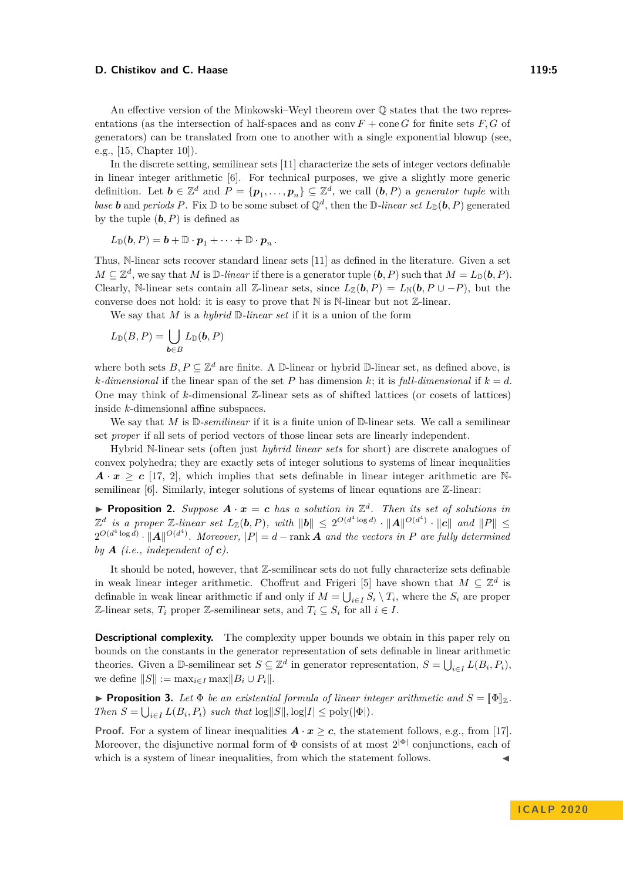An effective version of the Minkowski–Weyl theorem over $\mathbb{Q}$ states that the two representations (as the intersection of half-spaces and as $\operatorname{conv} F + \operatorname{cone} G$ for finite sets $F, G$ of generators) can be translated from one to another with a single exponential blowup (see, e.g., [15, Chapter 10]).

In the discrete setting, semilinear sets [11] characterize the sets of integer vectors definable in linear integer arithmetic [6]. For technical purposes, we give a slightly more generic definition. Let $\boldsymbol{b} \in \mathbb{Z}^d$ and $P = \{\boldsymbol{p}_1, \ldots, \boldsymbol{p}_n\} \subseteq \mathbb{Z}^d$, we call $(\boldsymbol{b}, P)$ a *generator tuple* with *base* $\boldsymbol{b}$ and *periods* $P$. Fix $\mathbb{D}$ to be some subset of $\mathbb{Q}^d$, then the $\mathbb{D}$*-linear set* $L_{\mathbb{D}}(\boldsymbol{b}, P)$ generated by the tuple $(\boldsymbol{b}, P)$ is defined as

$$L_{\mathbb{D}}(\boldsymbol{b}, P) = \boldsymbol{b} + \mathbb{D} \cdot \boldsymbol{p}_1 + \cdots + \mathbb{D} \cdot \boldsymbol{p}_n \,.$$

Thus, $\mathbb{N}$-linear sets recover standard linear sets [11] as defined in the literature. Given a set $M \subseteq \mathbb{Z}^d$, we say that $M$ is $\mathbb{D}$*-linear* if there is a generator tuple $(\boldsymbol{b}, P)$ such that $M = L_{\mathbb{D}}(\boldsymbol{b}, P)$. Clearly, $\mathbb{N}$-linear sets contain all $\mathbb{Z}$-linear sets, since $L_{\mathbb{Z}}(\boldsymbol{b}, P) = L_{\mathbb{N}}(\boldsymbol{b}, P \cup -P)$, but the converse does not hold: it is easy to prove that $\mathbb{N}$ is $\mathbb{N}$-linear but not $\mathbb{Z}$-linear.

We say that $M$ is a *hybrid* $\mathbb{D}$*-linear set* if it is a union of the form

$$L_{\mathbb{D}}(B, P) = \bigcup_{\boldsymbol{b} \in B} L_{\mathbb{D}}(\boldsymbol{b}, P)$$

where both sets $B, P \subseteq \mathbb{Z}^d$ are finite. A $\mathbb{D}$-linear or hybrid $\mathbb{D}$-linear set, as defined above, is $k$*-dimensional* if the linear span of the set $P$ has dimension $k$; it is *full-dimensional* if $k = d$. One may think of $k$-dimensional $\mathbb{Z}$-linear sets as of shifted lattices (or cosets of lattices) inside $k$-dimensional affine subspaces.

We say that $M$ is $\mathbb{D}$*-semilinear* if it is a finite union of $\mathbb{D}$-linear sets. We call a semilinear set *proper* if all sets of period vectors of those linear sets are linearly independent.

Hybrid $\mathbb{N}$-linear sets (often just *hybrid linear sets* for short) are discrete analogues of convex polyhedra; they are exactly sets of integer solutions to systems of linear inequalities $\boldsymbol{A} \cdot \boldsymbol{x} \geq \boldsymbol{c}$ [17, 2], which implies that sets definable in linear integer arithmetic are $\mathbb{N}$-semilinear [6]. Similarly, integer solutions of systems of linear equations are $\mathbb{Z}$-linear:

▶ **Proposition 2.** *Suppose $\boldsymbol{A} \cdot \boldsymbol{x} = \boldsymbol{c}$ has a solution in $\mathbb{Z}^d$. Then its set of solutions in $\mathbb{Z}^d$ is a proper $\mathbb{Z}$-linear set $L_{\mathbb{Z}}(\boldsymbol{b}, P)$, with $\|\boldsymbol{b}\| \leq 2^{O(d^4 \log d)} \cdot \|\boldsymbol{A}\|^{O(d^4)} \cdot \|\boldsymbol{c}\|$ and $\|P\| \leq 2^{O(d^4 \log d)} \cdot \|\boldsymbol{A}\|^{O(d^4)}$. Moreover, $|P| = d - \operatorname{rank} \boldsymbol{A}$ and the vectors in $P$ are fully determined by $\boldsymbol{A}$ (i.e., independent of $\boldsymbol{c}$).*

It should be noted, however, that $\mathbb{Z}$-semilinear sets do not fully characterize sets definable in weak linear integer arithmetic. Choffrut and Frigeri [5] have shown that $M \subseteq \mathbb{Z}^d$ is definable in weak linear arithmetic if and only if $M = \bigcup_{i \in I} S_i \setminus T_i$, where the $S_i$ are proper $\mathbb{Z}$-linear sets, $T_i$ proper $\mathbb{Z}$-semilinear sets, and $T_i \subseteq S_i$ for all $i \in I$.

**Descriptional complexity.** The complexity upper bounds we obtain in this paper rely on bounds on the constants in the generator representation of sets definable in linear arithmetic theories. Given a $\mathbb{D}$-semilinear set $S \subseteq \mathbb{Z}^d$ in generator representation, $S = \bigcup_{i \in I} L(B_i, P_i)$, we define $\|S\| := \max_{i \in I} \max \|B_i \cup P_i\|$.

▶ **Proposition 3.** *Let $\Phi$ be an existential formula of linear integer arithmetic and $S = [\![\Phi]\!]_{\mathbb{Z}}$. Then $S = \bigcup_{i \in I} L(B_i, P_i)$ such that $\log\|S\|, \log|I| \leq \operatorname{poly}(|\Phi|)$.*

**Proof.** For a system of linear inequalities $\boldsymbol{A} \cdot \boldsymbol{x} \geq \boldsymbol{c}$, the statement follows, e.g., from [17]. Moreover, the disjunctive normal form of $\Phi$ consists of at most $2^{|\Phi|}$ conjunctions, each of which is a system of linear inequalities, from which the statement follows. ◀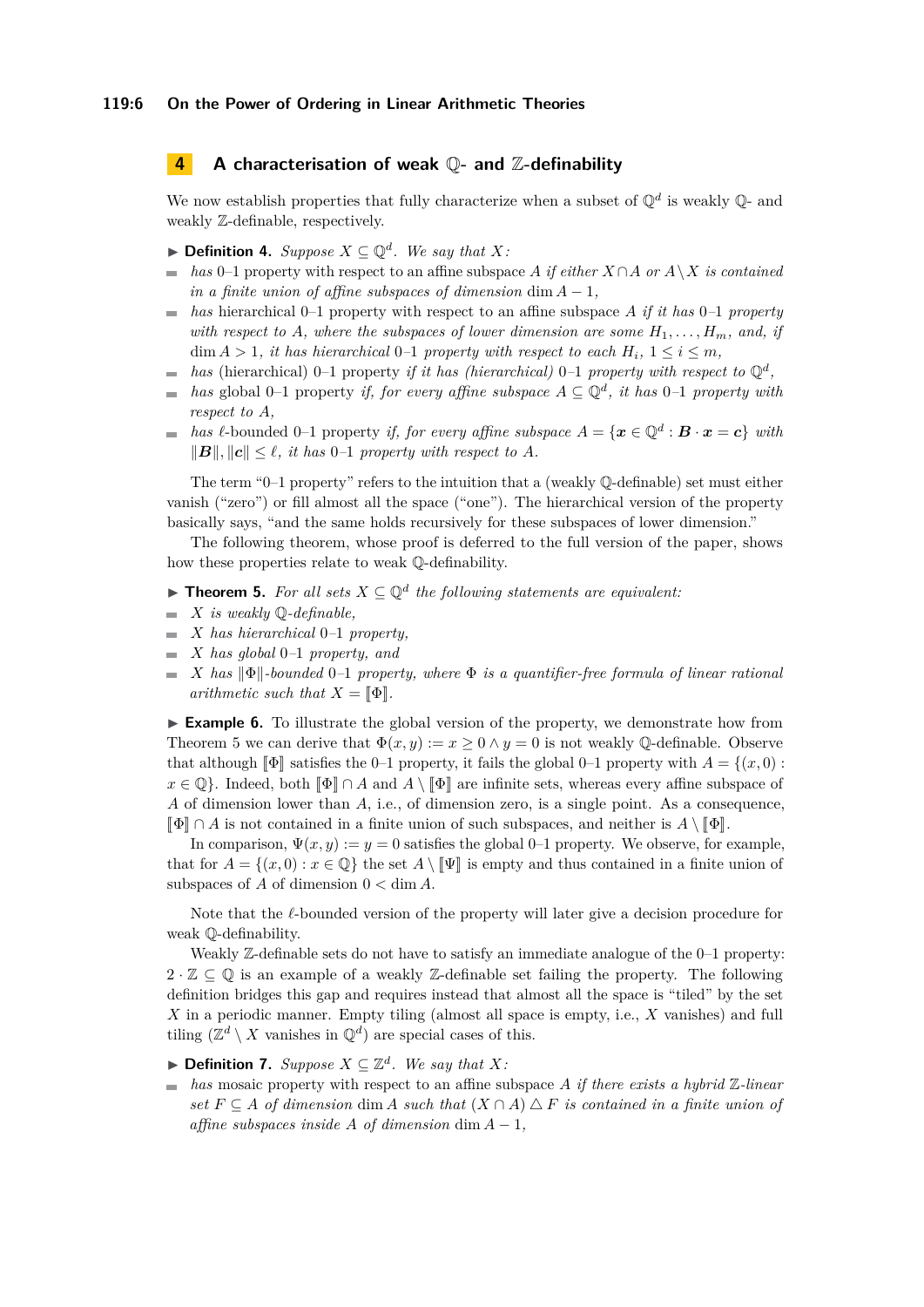## 4 A characterisation of weak $\mathbb{Q}$- and $\mathbb{Z}$-definability

We now establish properties that fully characterize when a subset of $\mathbb{Q}^d$ is weakly $\mathbb{Q}$- and weakly $\mathbb{Z}$-definable, respectively.

► **Definition 4.** *Suppose $X \subseteq \mathbb{Q}^d$. We say that $X$:*

- *has* 0–1 property *with respect to an affine subspace $A$ if either $X \cap A$ or $A \setminus X$ is contained in a finite union of affine subspaces of dimension $\dim A - 1$,*
- *has* hierarchical 0–1 property *with respect to an affine subspace $A$ if it has 0–1 property with respect to $A$, where the subspaces of lower dimension are some $H_1, \ldots, H_m$, and, if $\dim A > 1$, it has hierarchical 0–1 property with respect to each $H_i$, $1 \le i \le m$,*
- *has* (hierarchical) 0–1 property *if it has (hierarchical) 0–1 property with respect to $\mathbb{Q}^d$,*
- *has* global 0–1 property *if, for every affine subspace $A \subseteq \mathbb{Q}^d$, it has 0–1 property with respect to $A$,*
- *has* $\ell$-bounded 0–1 property *if, for every affine subspace $A = \{\boldsymbol{x} \in \mathbb{Q}^d : \boldsymbol{B} \cdot \boldsymbol{x} = \boldsymbol{c}\}$ with $\|\boldsymbol{B}\|, \|\boldsymbol{c}\| \le \ell$, it has 0–1 property with respect to $A$.*

The term "0–1 property" refers to the intuition that a (weakly $\mathbb{Q}$-definable) set must either vanish ("zero") or fill almost all the space ("one"). The hierarchical version of the property basically says, "and the same holds recursively for these subspaces of lower dimension."

The following theorem, whose proof is deferred to the full version of the paper, shows how these properties relate to weak $\mathbb{Q}$-definability.

► **Theorem 5.** *For all sets $X \subseteq \mathbb{Q}^d$ the following statements are equivalent:*

- *$X$ is weakly $\mathbb{Q}$-definable,*
- *$X$ has hierarchical 0–1 property,*
- *$X$ has global 0–1 property, and*
- *$X$ has $\|\Phi\|$-bounded 0–1 property, where $\Phi$ is a quantifier-free formula of linear rational arithmetic such that $X = [\![\Phi]\!]$.*

► **Example 6.** To illustrate the global version of the property, we demonstrate how from Theorem 5 we can derive that $\Phi(x, y) := x \ge 0 \wedge y = 0$ is not weakly $\mathbb{Q}$-definable. Observe that although $[\![\Phi]\!]$ satisfies the 0–1 property, it fails the global 0–1 property with $A = \{(x, 0) : x \in \mathbb{Q}\}$. Indeed, both $[\![\Phi]\!] \cap A$ and $A \setminus [\![\Phi]\!]$ are infinite sets, whereas every affine subspace of $A$ of dimension lower than $A$, i.e., of dimension zero, is a single point. As a consequence, $[\![\Phi]\!] \cap A$ is not contained in a finite union of such subspaces, and neither is $A \setminus [\![\Phi]\!]$.

In comparison, $\Psi(x, y) := y = 0$ satisfies the global 0–1 property. We observe, for example, that for $A = \{(x, 0) : x \in \mathbb{Q}\}$ the set $A \setminus [\![\Psi]\!]$ is empty and thus contained in a finite union of subspaces of $A$ of dimension $0 < \dim A$.

Note that the $\ell$-bounded version of the property will later give a decision procedure for weak $\mathbb{Q}$-definability.

Weakly $\mathbb{Z}$-definable sets do not have to satisfy an immediate analogue of the 0–1 property: $2 \cdot \mathbb{Z} \subseteq \mathbb{Q}$ is an example of a weakly $\mathbb{Z}$-definable set failing the property. The following definition bridges this gap and requires instead that almost all the space is "tiled" by the set $X$ in a periodic manner. Empty tiling (almost all space is empty, i.e., $X$ vanishes) and full tiling ($\mathbb{Z}^d \setminus X$ vanishes in $\mathbb{Q}^d$) are special cases of this.

► **Definition 7.** *Suppose $X \subseteq \mathbb{Z}^d$. We say that $X$:*

- *has* mosaic property *with respect to an affine subspace $A$ if there exists a hybrid $\mathbb{Z}$-linear set $F \subseteq A$ of dimension $\dim A$ such that $(X \cap A) \triangle F$ is contained in a finite union of affine subspaces inside $A$ of dimension $\dim A - 1$,*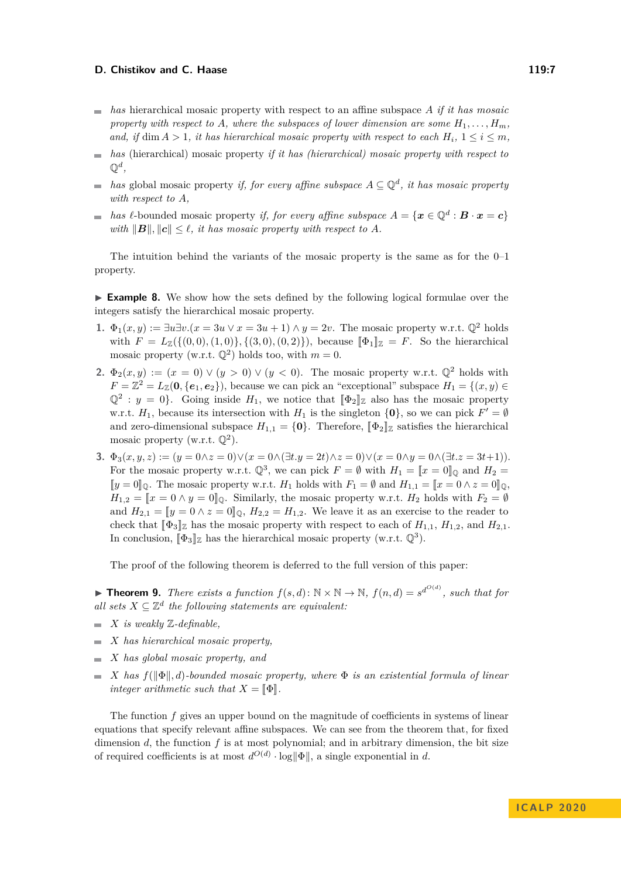- *has* hierarchical mosaic property *with respect to an affine subspace $A$ if it has mosaic property with respect to $A$, where the subspaces of lower dimension are some $H_1, \ldots, H_m$, and, if $\dim A > 1$, it has hierarchical mosaic property with respect to each $H_i$, $1 \le i \le m$,*
- *has* (hierarchical) mosaic property *if it has (hierarchical) mosaic property with respect to $\mathbb{Q}^d$,*
- *has* global mosaic property *if, for every affine subspace $A \subseteq \mathbb{Q}^d$, it has mosaic property with respect to $A$,*
- *has* $\ell$-bounded mosaic property *if, for every affine subspace $A = \{\boldsymbol{x} \in \mathbb{Q}^d : \boldsymbol{B} \cdot \boldsymbol{x} = \boldsymbol{c}\}$ with $\|\boldsymbol{B}\|, \|\boldsymbol{c}\| \le \ell$, it has mosaic property with respect to $A$.*

The intuition behind the variants of the mosaic property is the same as for the 0–1 property.

▶ **Example 8.** We show how the sets defined by the following logical formulae over the integers satisfy the hierarchical mosaic property.

1. $\Phi_1(x, y) := \exists u \exists v.(x = 3u \vee x = 3u + 1) \wedge y = 2v$. The mosaic property w.r.t. $\mathbb{Q}^2$ holds with $F = L_{\mathbb{Z}}(\{(0,0),(1,0)\}, \{(3,0),(0,2)\})$, because $[\![\Phi_1]\!]_{\mathbb{Z}} = F$. So the hierarchical mosaic property (w.r.t. $\mathbb{Q}^2$) holds too, with $m = 0$.
2. $\Phi_2(x, y) := (x = 0) \vee (y > 0) \vee (y < 0)$. The mosaic property w.r.t. $\mathbb{Q}^2$ holds with $F = \mathbb{Z}^2 = L_{\mathbb{Z}}(\boldsymbol{0}, \{\boldsymbol{e}_1, \boldsymbol{e}_2\})$, because we can pick an "exceptional" subspace $H_1 = \{(x, y) \in \mathbb{Q}^2 : y = 0\}$. Going inside $H_1$, we notice that $[\![\Phi_2]\!]_{\mathbb{Z}}$ also has the mosaic property w.r.t. $H_1$, because its intersection with $H_1$ is the singleton $\{\boldsymbol{0}\}$, so we can pick $F' = \emptyset$ and zero-dimensional subspace $H_{1,1} = \{\boldsymbol{0}\}$. Therefore, $[\![\Phi_2]\!]_{\mathbb{Z}}$ satisfies the hierarchical mosaic property (w.r.t. $\mathbb{Q}^2$).
3. $\Phi_3(x, y, z) := (y = 0 \wedge z = 0) \vee (x = 0 \wedge (\exists t. y = 2t) \wedge z = 0) \vee (x = 0 \wedge y = 0 \wedge (\exists t. z = 3t + 1))$. For the mosaic property w.r.t. $\mathbb{Q}^3$, we can pick $F = \emptyset$ with $H_1 = [\![x = 0]\!]_{\mathbb{Q}}$ and $H_2 = [\![y = 0]\!]_{\mathbb{Q}}$. The mosaic property w.r.t. $H_1$ holds with $F_1 = \emptyset$ and $H_{1,1} = [\![x = 0 \wedge z = 0]\!]_{\mathbb{Q}}$, $H_{1,2} = [\![x = 0 \wedge y = 0]\!]_{\mathbb{Q}}$. Similarly, the mosaic property w.r.t. $H_2$ holds with $F_2 = \emptyset$ and $H_{2,1} = [\![y = 0 \wedge z = 0]\!]_{\mathbb{Q}}$, $H_{2,2} = H_{1,2}$. We leave it as an exercise to the reader to check that $[\![\Phi_3]\!]_{\mathbb{Z}}$ has the mosaic property with respect to each of $H_{1,1}$, $H_{1,2}$, and $H_{2,1}$. In conclusion, $[\![\Phi_3]\!]_{\mathbb{Z}}$ has the hierarchical mosaic property (w.r.t. $\mathbb{Q}^3$).

The proof of the following theorem is deferred to the full version of this paper:

▶ **Theorem 9.** *There exists a function $f(s, d) \colon \mathbb{N} \times \mathbb{N} \to \mathbb{N}$, $f(n, d) = s^{d^{O(d)}}$, such that for all sets $X \subseteq \mathbb{Z}^d$ the following statements are equivalent:*

- *$X$ is weakly $\mathbb{Z}$-definable,*
- *$X$ has hierarchical mosaic property,*
- *$X$ has global mosaic property, and*
- *$X$ has $f(\|\Phi\|, d)$-bounded mosaic property, where $\Phi$ is an existential formula of linear integer arithmetic such that $X = [\![\Phi]\!]$.*

The function $f$ gives an upper bound on the magnitude of coefficients in systems of linear equations that specify relevant affine subspaces. We can see from the theorem that, for fixed dimension $d$, the function $f$ is at most polynomial; and in arbitrary dimension, the bit size of required coefficients is at most $d^{O(d)} \cdot \log\|\Phi\|$, a single exponential in $d$.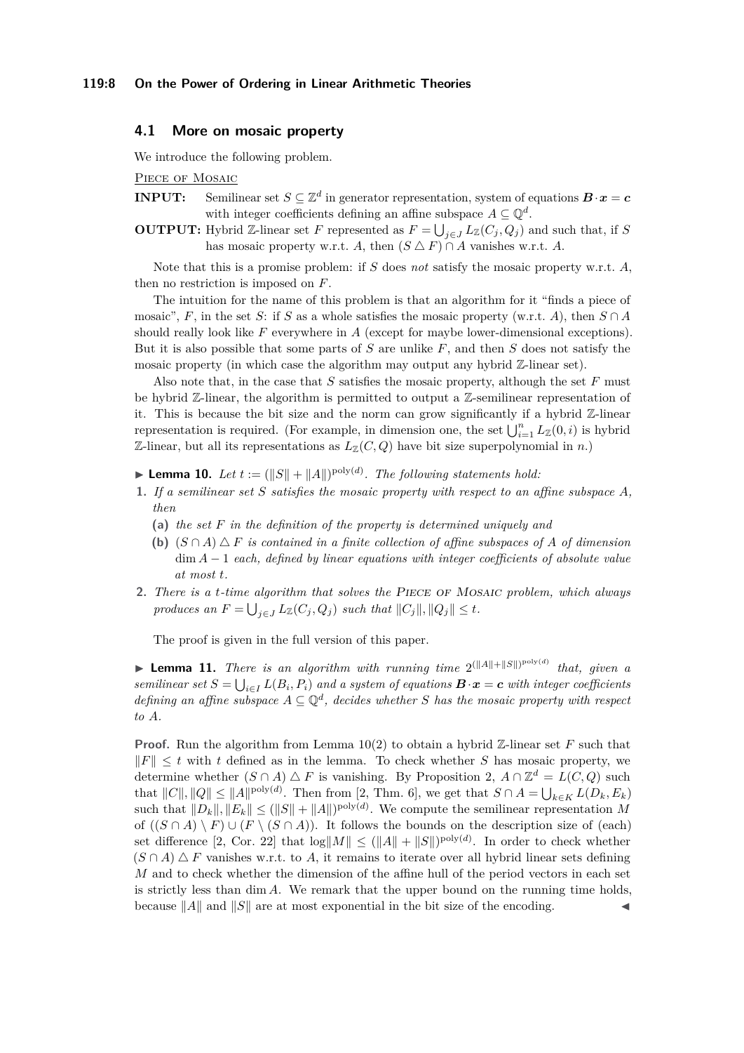### 4.1 More on mosaic property

We introduce the following problem.

<u>Piece of Mosaic</u>

**INPUT:** Semilinear set $S \subseteq \mathbb{Z}^d$ in generator representation, system of equations $\boldsymbol{B} \cdot \boldsymbol{x} = \boldsymbol{c}$ with integer coefficients defining an affine subspace $A \subseteq \mathbb{Q}^d$.

**OUTPUT:** Hybrid $\mathbb{Z}$-linear set $F$ represented as $F = \bigcup_{j \in J} L_{\mathbb{Z}}(C_j, Q_j)$ and such that, if $S$ has mosaic property w.r.t. $A$, then $(S \triangle F) \cap A$ vanishes w.r.t. $A$.

Note that this is a promise problem: if $S$ does *not* satisfy the mosaic property w.r.t. $A$, then no restriction is imposed on $F$.

The intuition for the name of this problem is that an algorithm for it "finds a piece of mosaic", $F$, in the set $S$: if $S$ as a whole satisfies the mosaic property (w.r.t. $A$), then $S \cap A$ should really look like $F$ everywhere in $A$ (except for maybe lower-dimensional exceptions). But it is also possible that some parts of $S$ are unlike $F$, and then $S$ does not satisfy the mosaic property (in which case the algorithm may output any hybrid $\mathbb{Z}$-linear set).

Also note that, in the case that $S$ satisfies the mosaic property, although the set $F$ must be hybrid $\mathbb{Z}$-linear, the algorithm is permitted to output a $\mathbb{Z}$-semilinear representation of it. This is because the bit size and the norm can grow significantly if a hybrid $\mathbb{Z}$-linear representation is required. (For example, in dimension one, the set $\bigcup_{i=1}^{n} L_{\mathbb{Z}}(0, i)$ is hybrid $\mathbb{Z}$-linear, but all its representations as $L_{\mathbb{Z}}(C, Q)$ have bit size superpolynomial in $n$.)

▶ **Lemma 10.** *Let $t := (\|S\| + \|A\|)^{\mathrm{poly}(d)}$. The following statements hold:*

1. *If a semilinear set $S$ satisfies the mosaic property with respect to an affine subspace $A$, then*
   **(a)** *the set $F$ in the definition of the property is determined uniquely and*
   **(b)** *$(S \cap A) \triangle F$ is contained in a finite collection of affine subspaces of $A$ of dimension $\dim A - 1$ each, defined by linear equations with integer coefficients of absolute value at most $t$.*
2. *There is a $t$-time algorithm that solves the* Piece of Mosaic *problem, which always produces an $F = \bigcup_{j \in J} L_{\mathbb{Z}}(C_j, Q_j)$ such that $\|C_j\|, \|Q_j\| \le t$.*

The proof is given in the full version of this paper.

▶ **Lemma 11.** *There is an algorithm with running time $2^{(\|A\|+\|S\|)^{\mathrm{poly}(d)}}$ that, given a semilinear set $S = \bigcup_{i \in I} L(B_i, P_i)$ and a system of equations $\boldsymbol{B} \cdot \boldsymbol{x} = \boldsymbol{c}$ with integer coefficients defining an affine subspace $A \subseteq \mathbb{Q}^d$, decides whether $S$ has the mosaic property with respect to $A$.*

**Proof.** Run the algorithm from Lemma 10(2) to obtain a hybrid $\mathbb{Z}$-linear set $F$ such that $\|F\| \le t$ with $t$ defined as in the lemma. To check whether $S$ has mosaic property, we determine whether $(S \cap A) \triangle F$ is vanishing. By Proposition 2, $A \cap \mathbb{Z}^d = L(C, Q)$ such that $\|C\|, \|Q\| \le \|A\|^{\mathrm{poly}(d)}$. Then from [2, Thm. 6], we get that $S \cap A = \bigcup_{k \in K} L(D_k, E_k)$ such that $\|D_k\|, \|E_k\| \le (\|S\| + \|A\|)^{\mathrm{poly}(d)}$. We compute the semilinear representation $M$ of $((S \cap A) \setminus F) \cup (F \setminus (S \cap A))$. It follows the bounds on the description size of (each) set difference [2, Cor. 22] that $\log\|M\| \le (\|A\| + \|S\|)^{\mathrm{poly}(d)}$. In order to check whether $(S \cap A) \triangle F$ vanishes w.r.t. to $A$, it remains to iterate over all hybrid linear sets defining $M$ and to check whether the dimension of the affine hull of the period vectors in each set is strictly less than $\dim A$. We remark that the upper bound on the running time holds, because $\|A\|$ and $\|S\|$ are at most exponential in the bit size of the encoding. ◀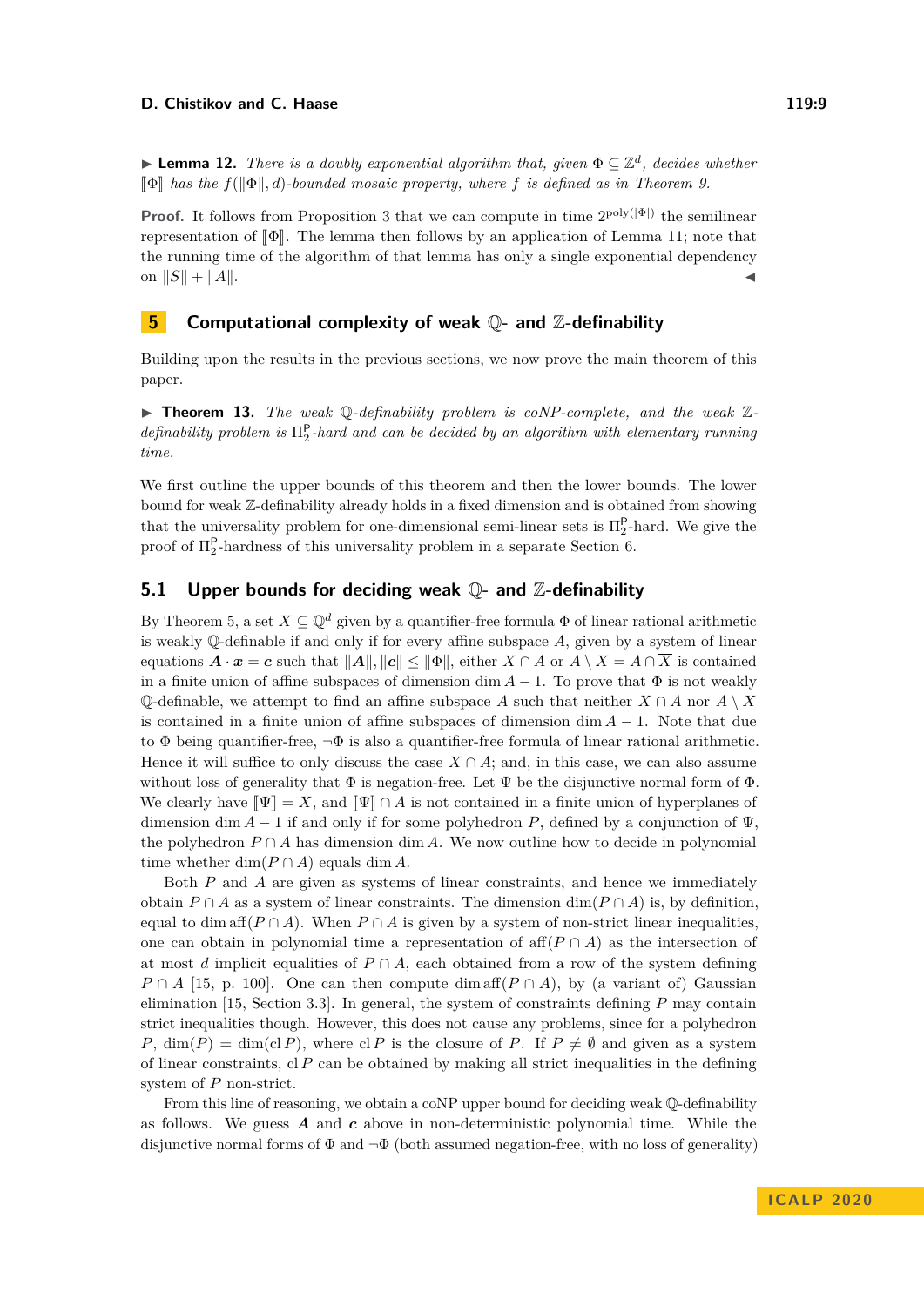▶ **Lemma 12.** *There is a doubly exponential algorithm that, given $\Phi \subseteq \mathbb{Z}^d$, decides whether $[\![\Phi]\!]$ has the $f(\|\Phi\|, d)$-bounded mosaic property, where $f$ is defined as in Theorem 9.*

**Proof.** It follows from Proposition 3 that we can compute in time $2^{\mathrm{poly}(|\Phi|)}$ the semilinear representation of $[\![\Phi]\!]$. The lemma then follows by an application of Lemma 11; note that the running time of the algorithm of that lemma has only a single exponential dependency on $\|S\| + \|A\|$. ◀

## 5 Computational complexity of weak $\mathbb{Q}$- and $\mathbb{Z}$-definability

Building upon the results in the previous sections, we now prove the main theorem of this paper.

▶ **Theorem 13.** *The weak $\mathbb{Q}$-definability problem is coNP-complete, and the weak $\mathbb{Z}$-definability problem is $\Pi_2^{\mathsf{P}}$-hard and can be decided by an algorithm with elementary running time.*

We first outline the upper bounds of this theorem and then the lower bounds. The lower bound for weak $\mathbb{Z}$-definability already holds in a fixed dimension and is obtained from showing that the universality problem for one-dimensional semi-linear sets is $\Pi_2^{\mathsf{P}}$-hard. We give the proof of $\Pi_2^{\mathsf{P}}$-hardness of this universality problem in a separate Section 6.

### 5.1 Upper bounds for deciding weak $\mathbb{Q}$- and $\mathbb{Z}$-definability

By Theorem 5, a set $X \subseteq \mathbb{Q}^d$ given by a quantifier-free formula $\Phi$ of linear rational arithmetic is weakly $\mathbb{Q}$-definable if and only if for every affine subspace $A$, given by a system of linear equations $\boldsymbol{A} \cdot \boldsymbol{x} = \boldsymbol{c}$ such that $\|\boldsymbol{A}\|, \|\boldsymbol{c}\| \leq \|\Phi\|$, either $X \cap A$ or $A \setminus X = A \cap \overline{X}$ is contained in a finite union of affine subspaces of dimension $\dim A - 1$. To prove that $\Phi$ is not weakly $\mathbb{Q}$-definable, we attempt to find an affine subspace $A$ such that neither $X \cap A$ nor $A \setminus X$ is contained in a finite union of affine subspaces of dimension $\dim A - 1$. Note that due to $\Phi$ being quantifier-free, $\neg\Phi$ is also a quantifier-free formula of linear rational arithmetic. Hence it will suffice to only discuss the case $X \cap A$; and, in this case, we can also assume without loss of generality that $\Phi$ is negation-free. Let $\Psi$ be the disjunctive normal form of $\Phi$. We clearly have $[\![\Psi]\!] = X$, and $[\![\Psi]\!] \cap A$ is not contained in a finite union of hyperplanes of dimension $\dim A - 1$ if and only if for some polyhedron $P$, defined by a conjunction of $\Psi$, the polyhedron $P \cap A$ has dimension $\dim A$. We now outline how to decide in polynomial time whether $\dim(P \cap A)$ equals $\dim A$.

Both $P$ and $A$ are given as systems of linear constraints, and hence we immediately obtain $P \cap A$ as a system of linear constraints. The dimension $\dim(P \cap A)$ is, by definition, equal to $\dim \operatorname{aff}(P \cap A)$. When $P \cap A$ is given by a system of non-strict linear inequalities, one can obtain in polynomial time a representation of $\operatorname{aff}(P \cap A)$ as the intersection of at most $d$ implicit equalities of $P \cap A$, each obtained from a row of the system defining $P \cap A$ [15, p. 100]. One can then compute $\dim \operatorname{aff}(P \cap A)$, by (a variant of) Gaussian elimination [15, Section 3.3]. In general, the system of constraints defining $P$ may contain strict inequalities though. However, this does not cause any problems, since for a polyhedron $P$, $\dim(P) = \dim(\operatorname{cl} P)$, where $\operatorname{cl} P$ is the closure of $P$. If $P \neq \emptyset$ and given as a system of linear constraints, $\operatorname{cl} P$ can be obtained by making all strict inequalities in the defining system of $P$ non-strict.

From this line of reasoning, we obtain a coNP upper bound for deciding weak $\mathbb{Q}$-definability as follows. We guess $\boldsymbol{A}$ and $\boldsymbol{c}$ above in non-deterministic polynomial time. While the disjunctive normal forms of $\Phi$ and $\neg\Phi$ (both assumed negation-free, with no loss of generality)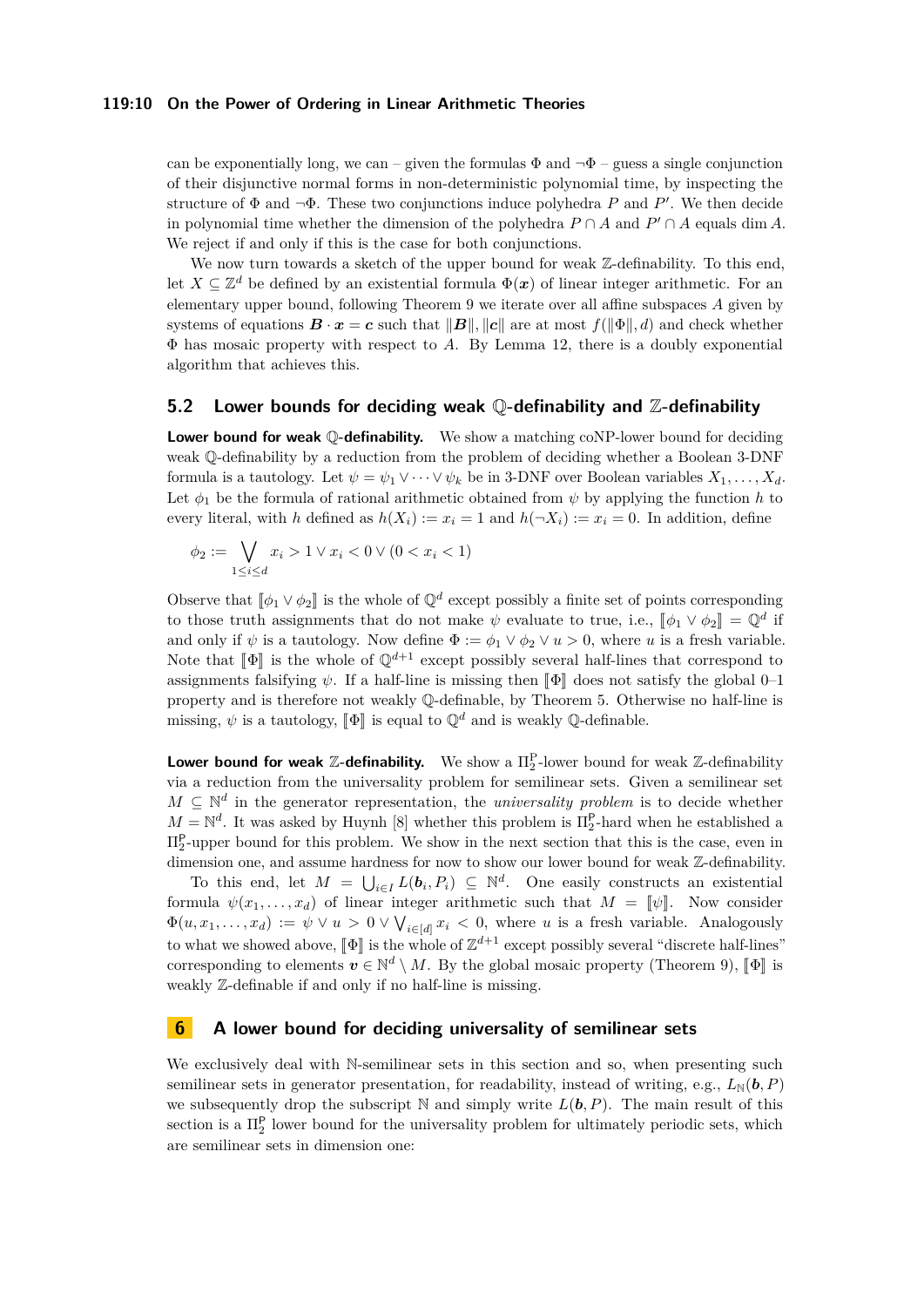can be exponentially long, we can – given the formulas $\Phi$ and $\neg\Phi$ – guess a single conjunction of their disjunctive normal forms in non-deterministic polynomial time, by inspecting the structure of $\Phi$ and $\neg\Phi$. These two conjunctions induce polyhedra $P$ and $P'$. We then decide in polynomial time whether the dimension of the polyhedra $P \cap A$ and $P' \cap A$ equals $\dim A$. We reject if and only if this is the case for both conjunctions.

We now turn towards a sketch of the upper bound for weak $\mathbb{Z}$-definability. To this end, let $X \subseteq \mathbb{Z}^d$ be defined by an existential formula $\Phi(\boldsymbol{x})$ of linear integer arithmetic. For an elementary upper bound, following Theorem 9 we iterate over all affine subspaces $A$ given by systems of equations $\boldsymbol{B} \cdot \boldsymbol{x} = \boldsymbol{c}$ such that $\|\boldsymbol{B}\|, \|\boldsymbol{c}\|$ are at most $f(\|\Phi\|, d)$ and check whether $\Phi$ has mosaic property with respect to $A$. By Lemma 12, there is a doubly exponential algorithm that achieves this.

## 5.2 Lower bounds for deciding weak $\mathbb{Q}$-definability and $\mathbb{Z}$-definability

**Lower bound for weak $\mathbb{Q}$-definability.** We show a matching coNP-lower bound for deciding weak $\mathbb{Q}$-definability by a reduction from the problem of deciding whether a Boolean 3-DNF formula is a tautology. Let $\psi = \psi_1 \vee \cdots \vee \psi_k$ be in 3-DNF over Boolean variables $X_1, \ldots, X_d$. Let $\phi_1$ be the formula of rational arithmetic obtained from $\psi$ by applying the function $h$ to every literal, with $h$ defined as $h(X_i) := x_i = 1$ and $h(\neg X_i) := x_i = 0$. In addition, define

$$\phi_2 := \bigvee_{1 \le i \le d} x_i > 1 \vee x_i < 0 \vee (0 < x_i < 1)$$

Observe that $[\![\phi_1 \vee \phi_2]\!]$ is the whole of $\mathbb{Q}^d$ except possibly a finite set of points corresponding to those truth assignments that do not make $\psi$ evaluate to true, i.e., $[\![\phi_1 \vee \phi_2]\!] = \mathbb{Q}^d$ if and only if $\psi$ is a tautology. Now define $\Phi := \phi_1 \vee \phi_2 \vee u > 0$, where $u$ is a fresh variable. Note that $[\![\Phi]\!]$ is the whole of $\mathbb{Q}^{d+1}$ except possibly several half-lines that correspond to assignments falsifying $\psi$. If a half-line is missing then $[\![\Phi]\!]$ does not satisfy the global 0–1 property and is therefore not weakly $\mathbb{Q}$-definable, by Theorem 5. Otherwise no half-line is missing, $\psi$ is a tautology, $[\![\Phi]\!]$ is equal to $\mathbb{Q}^d$ and is weakly $\mathbb{Q}$-definable.

**Lower bound for weak $\mathbb{Z}$-definability.** We show a $\Pi_2^{\mathsf{P}}$-lower bound for weak $\mathbb{Z}$-definability via a reduction from the universality problem for semilinear sets. Given a semilinear set $M \subseteq \mathbb{N}^d$ in the generator representation, the *universality problem* is to decide whether $M = \mathbb{N}^d$. It was asked by Huynh [8] whether this problem is $\Pi_2^{\mathsf{P}}$-hard when he established a $\Pi_2^{\mathsf{P}}$-upper bound for this problem. We show in the next section that this is the case, even in dimension one, and assume hardness for now to show our lower bound for weak $\mathbb{Z}$-definability.

To this end, let $M = \bigcup_{i \in I} L(\boldsymbol{b}_i, P_i) \subseteq \mathbb{N}^d$. One easily constructs an existential formula $\psi(x_1, \ldots, x_d)$ of linear integer arithmetic such that $M = [\![\psi]\!]$. Now consider $\Phi(u, x_1, \ldots, x_d) := \psi \vee u > 0 \vee \bigvee_{i \in [d]} x_i < 0$, where $u$ is a fresh variable. Analogously to what we showed above, $[\![\Phi]\!]$ is the whole of $\mathbb{Z}^{d+1}$ except possibly several "discrete half-lines" corresponding to elements $\boldsymbol{v} \in \mathbb{N}^d \setminus M$. By the global mosaic property (Theorem 9), $[\![\Phi]\!]$ is weakly $\mathbb{Z}$-definable if and only if no half-line is missing.

# 6 A lower bound for deciding universality of semilinear sets

We exclusively deal with $\mathbb{N}$-semilinear sets in this section and so, when presenting such semilinear sets in generator presentation, for readability, instead of writing, e.g., $L_{\mathbb{N}}(\boldsymbol{b}, P)$ we subsequently drop the subscript $\mathbb{N}$ and simply write $L(\boldsymbol{b}, P)$. The main result of this section is a $\Pi_2^{\mathsf{P}}$ lower bound for the universality problem for ultimately periodic sets, which are semilinear sets in dimension one: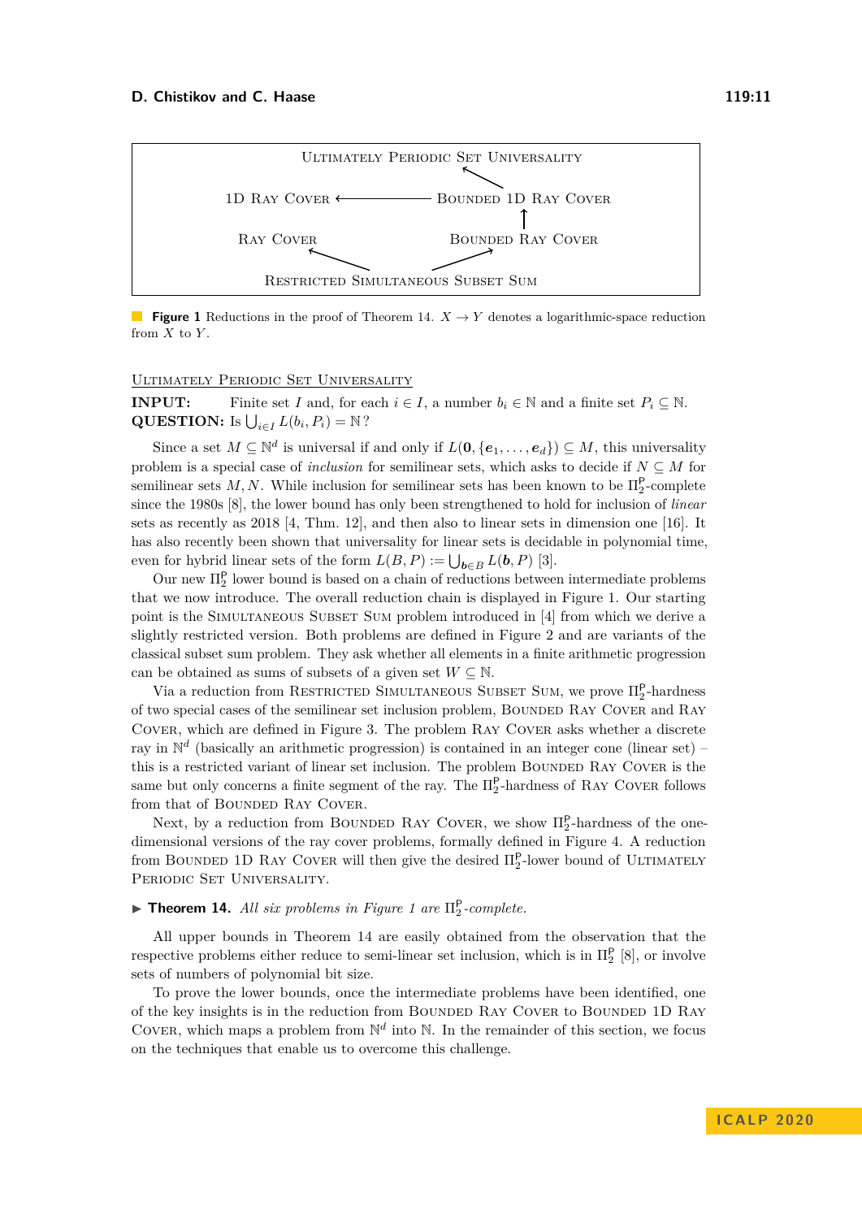ULTIMATELY PERIODIC SET UNIVERSALITY

1D RAY COVER ⟵ BOUNDED 1D RAY COVER

RAY COVER BOUNDED RAY COVER

RESTRICTED SIMULTANEOUS SUBSET SUM

**Figure 1** Reductions in the proof of Theorem 14. $X \to Y$ denotes a logarithmic-space reduction from $X$ to $Y$.

ULTIMATELY PERIODIC SET UNIVERSALITY

**INPUT:** Finite set $I$ and, for each $i \in I$, a number $b_i \in \mathbb{N}$ and a finite set $P_i \subseteq \mathbb{N}$.
**QUESTION:** Is $\bigcup_{i \in I} L(b_i, P_i) = \mathbb{N}$?

Since a set $M \subseteq \mathbb{N}^d$ is universal if and only if $L(\mathbf{0}, \{\boldsymbol{e}_1, \dots, \boldsymbol{e}_d\}) \subseteq M$, this universality problem is a special case of *inclusion* for semilinear sets, which asks to decide if $N \subseteq M$ for semilinear sets $M, N$. While inclusion for semilinear sets has been known to be $\Pi_2^{\mathsf{P}}$-complete since the 1980s [8], the lower bound has only been strengthened to hold for inclusion of *linear* sets as recently as 2018 [4, Thm. 12], and then also to linear sets in dimension one [16]. It has also recently been shown that universality for linear sets is decidable in polynomial time, even for hybrid linear sets of the form $L(B, P) := \bigcup_{\boldsymbol{b} \in B} L(\boldsymbol{b}, P)$ [3].

Our new $\Pi_2^{\mathsf{P}}$ lower bound is based on a chain of reductions between intermediate problems that we now introduce. The overall reduction chain is displayed in Figure 1. Our starting point is the SIMULTANEOUS SUBSET SUM problem introduced in [4] from which we derive a slightly restricted version. Both problems are defined in Figure 2 and are variants of the classical subset sum problem. They ask whether all elements in a finite arithmetic progression can be obtained as sums of subsets of a given set $W \subseteq \mathbb{N}$.

Via a reduction from RESTRICTED SIMULTANEOUS SUBSET SUM, we prove $\Pi_2^{\mathsf{P}}$-hardness of two special cases of the semilinear set inclusion problem, BOUNDED RAY COVER and RAY COVER, which are defined in Figure 3. The problem RAY COVER asks whether a discrete ray in $\mathbb{N}^d$ (basically an arithmetic progression) is contained in an integer cone (linear set) – this is a restricted variant of linear set inclusion. The problem BOUNDED RAY COVER is the same but only concerns a finite segment of the ray. The $\Pi_2^{\mathsf{P}}$-hardness of RAY COVER follows from that of BOUNDED RAY COVER.

Next, by a reduction from BOUNDED RAY COVER, we show $\Pi_2^{\mathsf{P}}$-hardness of the one-dimensional versions of the ray cover problems, formally defined in Figure 4. A reduction from BOUNDED 1D RAY COVER will then give the desired $\Pi_2^{\mathsf{P}}$-lower bound of ULTIMATELY PERIODIC SET UNIVERSALITY.

▶ **Theorem 14.** *All six problems in Figure 1 are $\Pi_2^{\mathsf{P}}$-complete.*

All upper bounds in Theorem 14 are easily obtained from the observation that the respective problems either reduce to semi-linear set inclusion, which is in $\Pi_2^{\mathsf{P}}$ [8], or involve sets of numbers of polynomial bit size.

To prove the lower bounds, once the intermediate problems have been identified, one of the key insights is in the reduction from BOUNDED RAY COVER to BOUNDED 1D RAY COVER, which maps a problem from $\mathbb{N}^d$ into $\mathbb{N}$. In the remainder of this section, we focus on the techniques that enable us to overcome this challenge.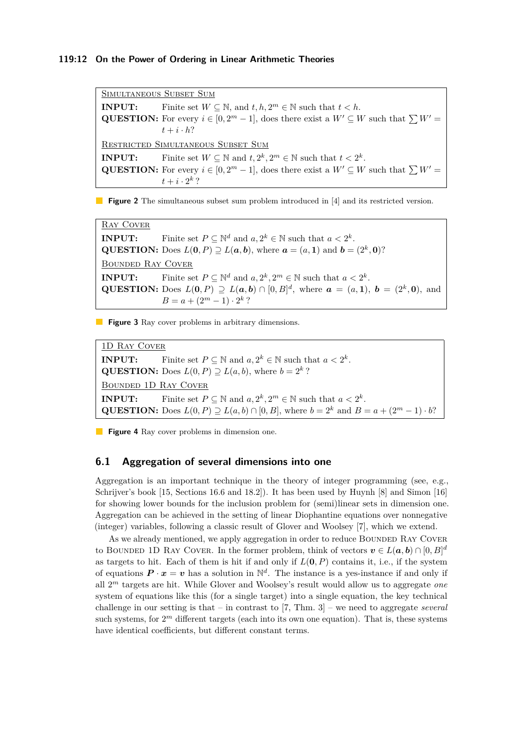<u>Simultaneous Subset Sum</u>

**INPUT:** Finite set $W \subseteq \mathbb{N}$, and $t, h, 2^m \in \mathbb{N}$ such that $t < h$.

**QUESTION:** For every $i \in [0, 2^m - 1]$, does there exist a $W' \subseteq W$ such that $\sum W' = t + i \cdot h$?

<u>Restricted Simultaneous Subset Sum</u>

**INPUT:** Finite set $W \subseteq \mathbb{N}$ and $t, 2^k, 2^m \in \mathbb{N}$ such that $t < 2^k$.

**QUESTION:** For every $i \in [0, 2^m - 1]$, does there exist a $W' \subseteq W$ such that $\sum W' = t + i \cdot 2^k$?

**Figure 2** The simultaneous subset sum problem introduced in [4] and its restricted version.

<u>Ray Cover</u>

**INPUT:** Finite set $P \subseteq \mathbb{N}^d$ and $a, 2^k \in \mathbb{N}$ such that $a < 2^k$.

**QUESTION:** Does $L(\mathbf{0}, P) \supseteq L(\boldsymbol{a}, \boldsymbol{b})$, where $\boldsymbol{a} = (a, \mathbf{1})$ and $\boldsymbol{b} = (2^k, \mathbf{0})$?

<u>Bounded Ray Cover</u>

**INPUT:** Finite set $P \subseteq \mathbb{N}^d$ and $a, 2^k, 2^m \in \mathbb{N}$ such that $a < 2^k$.

**QUESTION:** Does $L(\mathbf{0}, P) \supseteq L(\boldsymbol{a}, \boldsymbol{b}) \cap [0, B]^d$, where $\boldsymbol{a} = (a, \mathbf{1})$, $\boldsymbol{b} = (2^k, \mathbf{0})$, and $B = a + (2^m - 1) \cdot 2^k$?

**Figure 3** Ray cover problems in arbitrary dimensions.

<u>1D Ray Cover</u>

**INPUT:** Finite set $P \subseteq \mathbb{N}$ and $a, 2^k \in \mathbb{N}$ such that $a < 2^k$.

**QUESTION:** Does $L(0, P) \supseteq L(a, b)$, where $b = 2^k$?

<u>Bounded 1D Ray Cover</u>

**INPUT:** Finite set $P \subseteq \mathbb{N}$ and $a, 2^k, 2^m \in \mathbb{N}$ such that $a < 2^k$.

**QUESTION:** Does $L(0, P) \supseteq L(a, b) \cap [0, B]$, where $b = 2^k$ and $B = a + (2^m - 1) \cdot b$?

**Figure 4** Ray cover problems in dimension one.

## 6.1 Aggregation of several dimensions into one

Aggregation is an important technique in the theory of integer programming (see, e.g., Schrijver's book [15, Sections 16.6 and 18.2]). It has been used by Huynh [8] and Simon [16] for showing lower bounds for the inclusion problem for (semi)linear sets in dimension one. Aggregation can be achieved in the setting of linear Diophantine equations over nonnegative (integer) variables, following a classic result of Glover and Woolsey [7], which we extend.

As we already mentioned, we apply aggregation in order to reduce Bounded Ray Cover to Bounded 1D Ray Cover. In the former problem, think of vectors $\boldsymbol{v} \in L(\boldsymbol{a}, \boldsymbol{b}) \cap [0, B]^d$ as targets to hit. Each of them is hit if and only if $L(\mathbf{0}, P)$ contains it, i.e., if the system of equations $\boldsymbol{P} \cdot \boldsymbol{x} = \boldsymbol{v}$ has a solution in $\mathbb{N}^d$. The instance is a yes-instance if and only if all $2^m$ targets are hit. While Glover and Woolsey's result would allow us to aggregate *one* system of equations like this (for a single target) into a single equation, the key technical challenge in our setting is that – in contrast to [7, Thm. 3] – we need to aggregate *several* such systems, for $2^m$ different targets (each into its own one equation). That is, these systems have identical coefficients, but different constant terms.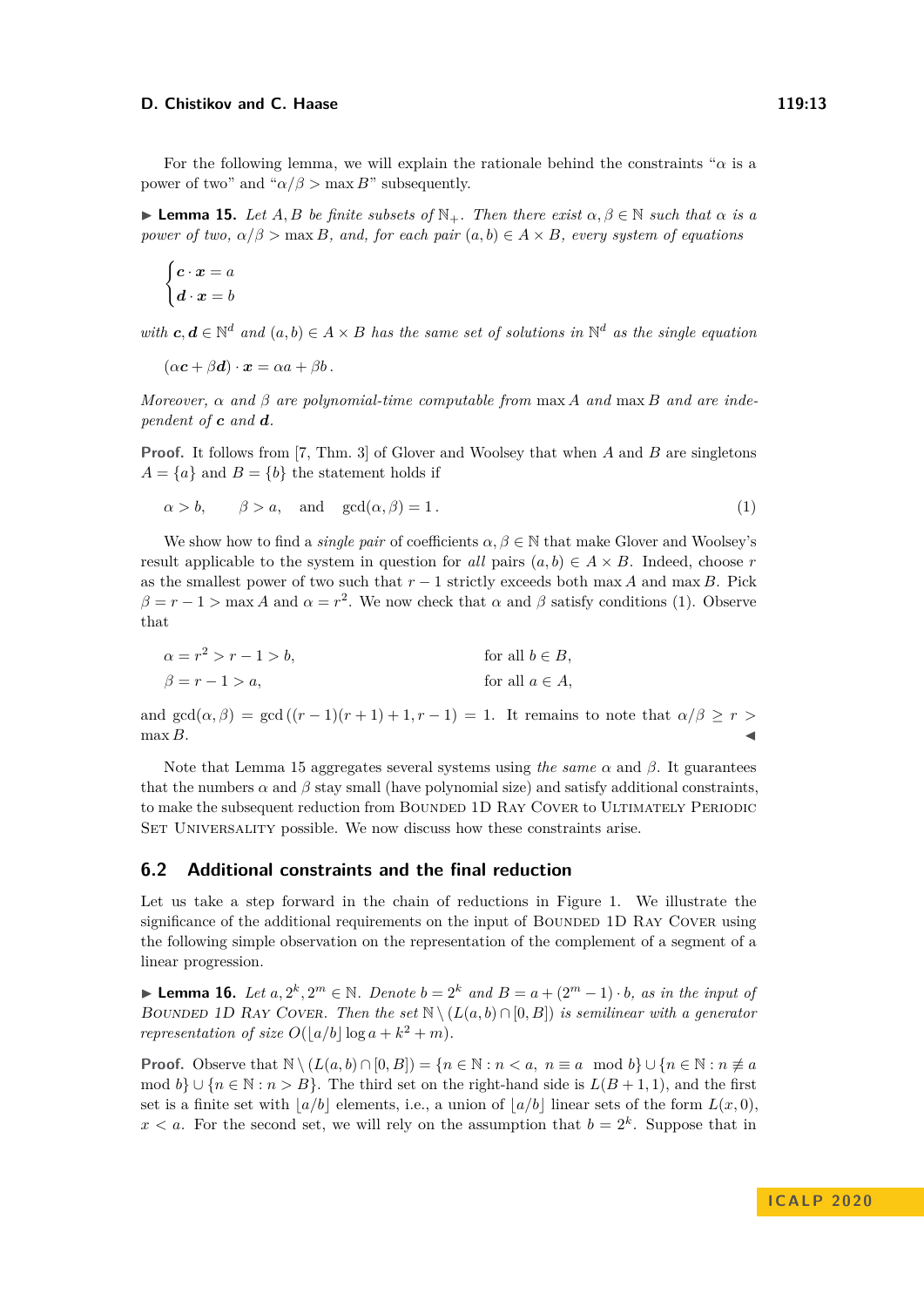For the following lemma, we will explain the rationale behind the constraints "$\alpha$ is a power of two" and "$\alpha/\beta > \max B$" subsequently.

▶ **Lemma 15.** *Let $A, B$ be finite subsets of $\mathbb{N}_+$. Then there exist $\alpha, \beta \in \mathbb{N}$ such that $\alpha$ is a power of two, $\alpha/\beta > \max B$, and, for each pair $(a, b) \in A \times B$, every system of equations*

$$\begin{cases} \boldsymbol{c} \cdot \boldsymbol{x} = a \\ \boldsymbol{d} \cdot \boldsymbol{x} = b \end{cases}$$

*with $\boldsymbol{c}, \boldsymbol{d} \in \mathbb{N}^d$ and $(a, b) \in A \times B$ has the same set of solutions in $\mathbb{N}^d$ as the single equation*

$$(\alpha \boldsymbol{c} + \beta \boldsymbol{d}) \cdot \boldsymbol{x} = \alpha a + \beta b\,.$$

*Moreover, $\alpha$ and $\beta$ are polynomial-time computable from $\max A$ and $\max B$ and are independent of $\boldsymbol{c}$ and $\boldsymbol{d}$.*

**Proof.** It follows from [7, Thm. 3] of Glover and Woolsey that when $A$ and $B$ are singletons $A = \{a\}$ and $B = \{b\}$ the statement holds if

$$\alpha > b, \qquad \beta > a, \quad \text{and} \quad \gcd(\alpha, \beta) = 1\,. \tag{1}$$

We show how to find a *single pair* of coefficients $\alpha, \beta \in \mathbb{N}$ that make Glover and Woolsey's result applicable to the system in question for *all* pairs $(a, b) \in A \times B$. Indeed, choose $r$ as the smallest power of two such that $r - 1$ strictly exceeds both $\max A$ and $\max B$. Pick $\beta = r - 1 > \max A$ and $\alpha = r^2$. We now check that $\alpha$ and $\beta$ satisfy conditions (1). Observe that

$$\begin{aligned} \alpha &= r^2 > r - 1 > b, && \text{for all } b \in B, \\ \beta &= r - 1 > a, && \text{for all } a \in A, \end{aligned}$$

and $\gcd(\alpha, \beta) = \gcd\left((r-1)(r+1) + 1, r - 1\right) = 1$. It remains to note that $\alpha/\beta \geq r > \max B$. ◀

Note that Lemma 15 aggregates several systems using *the same* $\alpha$ and $\beta$. It guarantees that the numbers $\alpha$ and $\beta$ stay small (have polynomial size) and satisfy additional constraints, to make the subsequent reduction from Bounded 1D Ray Cover to Ultimately Periodic Set Universality possible. We now discuss how these constraints arise.

## 6.2 Additional constraints and the final reduction

Let us take a step forward in the chain of reductions in Figure 1. We illustrate the significance of the additional requirements on the input of Bounded 1D Ray Cover using the following simple observation on the representation of the complement of a segment of a linear progression.

▶ **Lemma 16.** *Let $a, 2^k, 2^m \in \mathbb{N}$. Denote $b = 2^k$ and $B = a + (2^m - 1) \cdot b$, as in the input of Bounded 1D Ray Cover. Then the set $\mathbb{N} \setminus (L(a, b) \cap [0, B])$ is semilinear with a generator representation of size $O(\lfloor a/b \rfloor \log a + k^2 + m)$.*

**Proof.** Observe that $\mathbb{N} \setminus (L(a, b) \cap [0, B]) = \{n \in \mathbb{N} : n < a,\ n \equiv a \mod b\} \cup \{n \in \mathbb{N} : n \not\equiv a \mod b\} \cup \{n \in \mathbb{N} : n > B\}$. The third set on the right-hand side is $L(B + 1, 1)$, and the first set is a finite set with $\lfloor a/b \rfloor$ elements, i.e., a union of $\lfloor a/b \rfloor$ linear sets of the form $L(x, 0)$, $x < a$. For the second set, we will rely on the assumption that $b = 2^k$. Suppose that in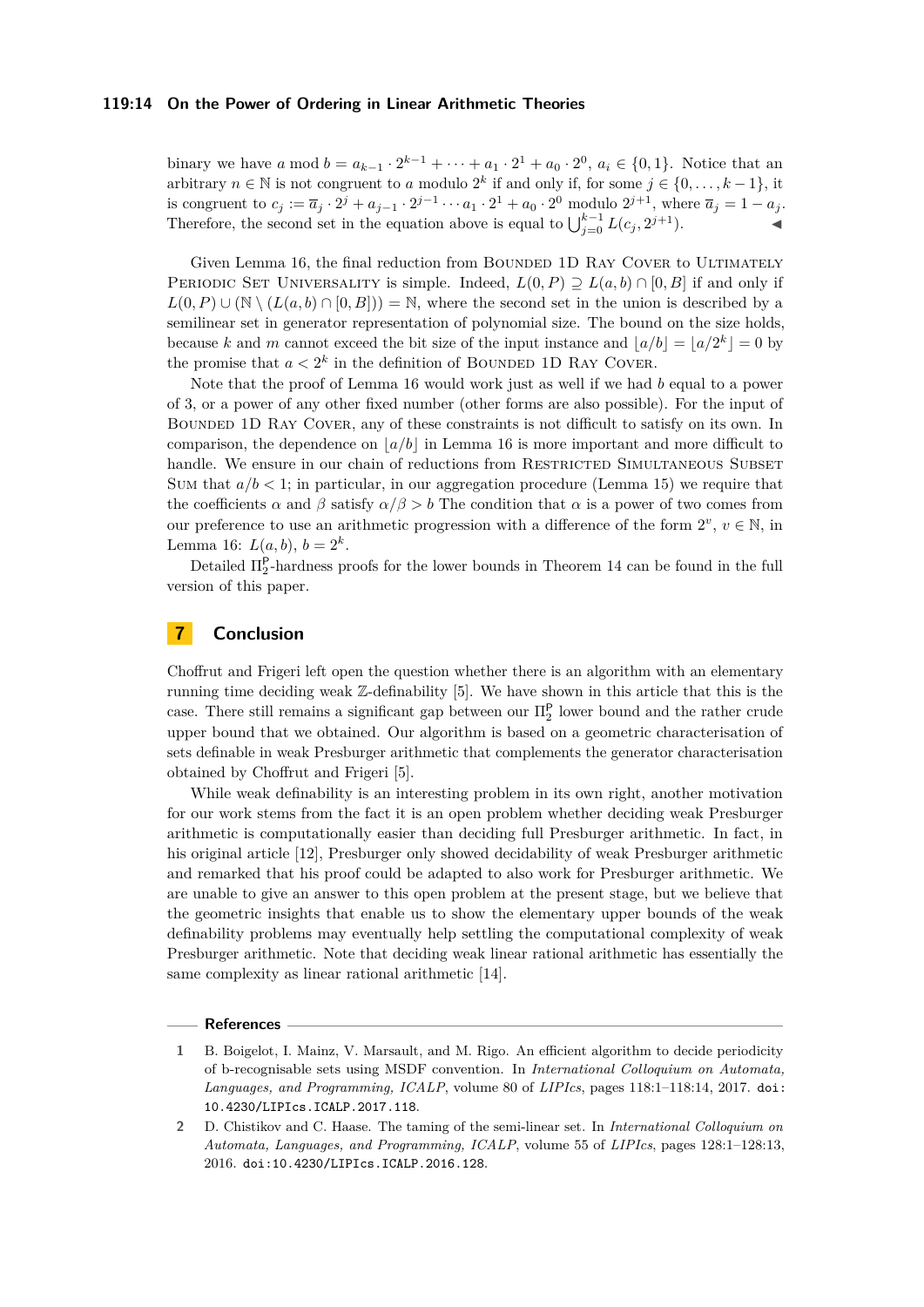binary we have $a \bmod b = a_{k-1} \cdot 2^{k-1} + \cdots + a_1 \cdot 2^1 + a_0 \cdot 2^0$, $a_i \in \{0, 1\}$. Notice that an arbitrary $n \in \mathbb{N}$ is not congruent to $a$ modulo $2^k$ if and only if, for some $j \in \{0, \ldots, k-1\}$, it is congruent to $c_j := \overline{a}_j \cdot 2^j + a_{j-1} \cdot 2^{j-1} \cdots a_1 \cdot 2^1 + a_0 \cdot 2^0$ modulo $2^{j+1}$, where $\overline{a}_j = 1 - a_j$. Therefore, the second set in the equation above is equal to $\bigcup_{j=0}^{k-1} L(c_j, 2^{j+1})$. ◀

Given Lemma 16, the final reduction from Bounded 1D Ray Cover to Ultimately Periodic Set Universality is simple. Indeed, $L(0, P) \supseteq L(a, b) \cap [0, B]$ if and only if $L(0, P) \cup (\mathbb{N} \setminus (L(a, b) \cap [0, B])) = \mathbb{N}$, where the second set in the union is described by a semilinear set in generator representation of polynomial size. The bound on the size holds, because $k$ and $m$ cannot exceed the bit size of the input instance and $\lfloor a/b \rfloor = \lfloor a/2^k \rfloor = 0$ by the promise that $a < 2^k$ in the definition of Bounded 1D Ray Cover.

Note that the proof of Lemma 16 would work just as well if we had $b$ equal to a power of 3, or a power of any other fixed number (other forms are also possible). For the input of Bounded 1D Ray Cover, any of these constraints is not difficult to satisfy on its own. In comparison, the dependence on $\lfloor a/b \rfloor$ in Lemma 16 is more important and more difficult to handle. We ensure in our chain of reductions from Restricted Simultaneous Subset Sum that $a/b < 1$; in particular, in our aggregation procedure (Lemma 15) we require that the coefficients $\alpha$ and $\beta$ satisfy $\alpha/\beta > b$ The condition that $\alpha$ is a power of two comes from our preference to use an arithmetic progression with a difference of the form $2^v$, $v \in \mathbb{N}$, in Lemma 16: $L(a, b)$, $b = 2^k$.

Detailed $\Pi_2^{\mathsf{P}}$-hardness proofs for the lower bounds in Theorem 14 can be found in the full version of this paper.

## 7 Conclusion

Choffrut and Frigeri left open the question whether there is an algorithm with an elementary running time deciding weak $\mathbb{Z}$-definability [5]. We have shown in this article that this is the case. There still remains a significant gap between our $\Pi_2^{\mathsf{P}}$ lower bound and the rather crude upper bound that we obtained. Our algorithm is based on a geometric characterisation of sets definable in weak Presburger arithmetic that complements the generator characterisation obtained by Choffrut and Frigeri [5].

While weak definability is an interesting problem in its own right, another motivation for our work stems from the fact it is an open problem whether deciding weak Presburger arithmetic is computationally easier than deciding full Presburger arithmetic. In fact, in his original article [12], Presburger only showed decidability of weak Presburger arithmetic and remarked that his proof could be adapted to also work for Presburger arithmetic. We are unable to give an answer to this open problem at the present stage, but we believe that the geometric insights that enable us to show the elementary upper bounds of the weak definability problems may eventually help settling the computational complexity of weak Presburger arithmetic. Note that deciding weak linear rational arithmetic has essentially the same complexity as linear rational arithmetic [14].

## References

1. B. Boigelot, I. Mainz, V. Marsault, and M. Rigo. An efficient algorithm to decide periodicity of b-recognisable sets using MSDF convention. In *International Colloquium on Automata, Languages, and Programming, ICALP*, volume 80 of *LIPIcs*, pages 118:1–118:14, 2017. doi:10.4230/LIPIcs.ICALP.2017.118.
2. D. Chistikov and C. Haase. The taming of the semi-linear set. In *International Colloquium on Automata, Languages, and Programming, ICALP*, volume 55 of *LIPIcs*, pages 128:1–128:13, 2016. doi:10.4230/LIPIcs.ICALP.2016.128.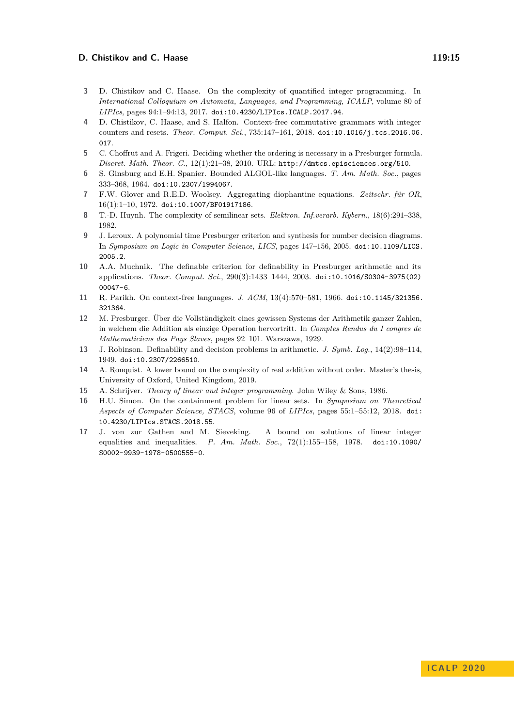3. D. Chistikov and C. Haase. On the complexity of quantified integer programming. In *International Colloquium on Automata, Languages, and Programming, ICALP*, volume 80 of *LIPIcs*, pages 94:1–94:13, 2017. doi:10.4230/LIPIcs.ICALP.2017.94.
4. D. Chistikov, C. Haase, and S. Halfon. Context-free commutative grammars with integer counters and resets. *Theor. Comput. Sci.*, 735:147–161, 2018. doi:10.1016/j.tcs.2016.06.017.
5. C. Choffrut and A. Frigeri. Deciding whether the ordering is necessary in a Presburger formula. *Discret. Math. Theor. C.*, 12(1):21–38, 2010. URL: http://dmtcs.episciences.org/510.
6. S. Ginsburg and E.H. Spanier. Bounded ALGOL-like languages. *T. Am. Math. Soc.*, pages 333–368, 1964. doi:10.2307/1994067.
7. F.W. Glover and R.E.D. Woolsey. Aggregating diophantine equations. *Zeitschr. für OR*, 16(1):1–10, 1972. doi:10.1007/BF01917186.
8. T.-D. Huynh. The complexity of semilinear sets. *Elektron. Inf.verarb. Kybern.*, 18(6):291–338, 1982.
9. J. Leroux. A polynomial time Presburger criterion and synthesis for number decision diagrams. In *Symposium on Logic in Computer Science, LICS*, pages 147–156, 2005. doi:10.1109/LICS.2005.2.
10. A.A. Muchnik. The definable criterion for definability in Presburger arithmetic and its applications. *Theor. Comput. Sci.*, 290(3):1433–1444, 2003. doi:10.1016/S0304-3975(02)00047-6.
11. R. Parikh. On context-free languages. *J. ACM*, 13(4):570–581, 1966. doi:10.1145/321356.321364.
12. M. Presburger. Über die Vollständigkeit eines gewissen Systems der Arithmetik ganzer Zahlen, in welchem die Addition als einzige Operation hervortritt. In *Comptes Rendus du I congres de Mathematiciens des Pays Slaves*, pages 92–101. Warszawa, 1929.
13. J. Robinson. Definability and decision problems in arithmetic. *J. Symb. Log.*, 14(2):98–114, 1949. doi:10.2307/2266510.
14. A. Ronquist. A lower bound on the complexity of real addition without order. Master's thesis, University of Oxford, United Kingdom, 2019.
15. A. Schrijver. *Theory of linear and integer programming.* John Wiley & Sons, 1986.
16. H.U. Simon. On the containment problem for linear sets. In *Symposium on Theoretical Aspects of Computer Science, STACS*, volume 96 of *LIPIcs*, pages 55:1–55:12, 2018. doi:10.4230/LIPIcs.STACS.2018.55.
17. J. von zur Gathen and M. Sieveking. A bound on solutions of linear integer equalities and inequalities. *P. Am. Math. Soc.*, 72(1):155–158, 1978. doi:10.1090/S0002-9939-1978-0500555-0.